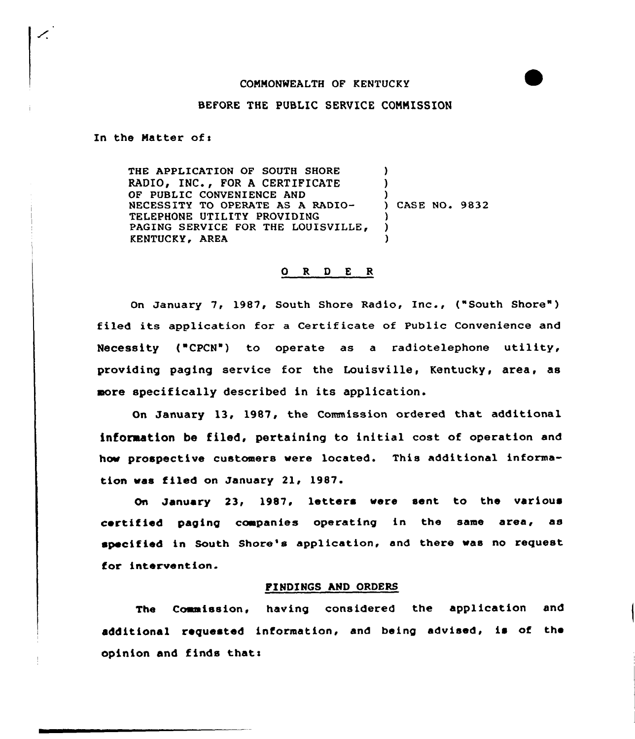COMMONWEALTH OF KENTUCKY

BEFORE THE PUBLIC SERVICE COMMISSION

In the Matter of:

| | | |
|---|---|---|
| THE APPLICATION OF SOUTH SHORE RADIO, INC., FOR A CERTIFICATE OF PUBLIC CONVENIENCE AND NECESSITY TO OPERATE AS A RADIO-TELEPHONE UTILITY PROVIDING PAGING SERVICE FOR THE LOUISVILLE, KENTUCKY, AREA | ) | CASE NO. 9832 |

## O R D E R

On January 7, 1987, South Shore Radio, Inc., ("South Shore") filed its application for a Certificate of Public Convenience and Necessity ("CPCN") to operate as a radiotelephone utility, providing paging service for the Louisville, Kentucky, area, as more specifically described in its application.

On January 13, 1987, the Commission ordered that additional information be filed, pertaining to initial cost of operation and how prospective customers were located. This additional information was filed on January 21, 1987.

On January 23, 1987, letters were sent to the various certified paging companies operating in the same area, as specified in South Shore's application, and there was no request for intervention.

## FINDINGS AND ORDERS

The Commission, having considered the application and additional requested information, and being advised, is of the opinion and finds that: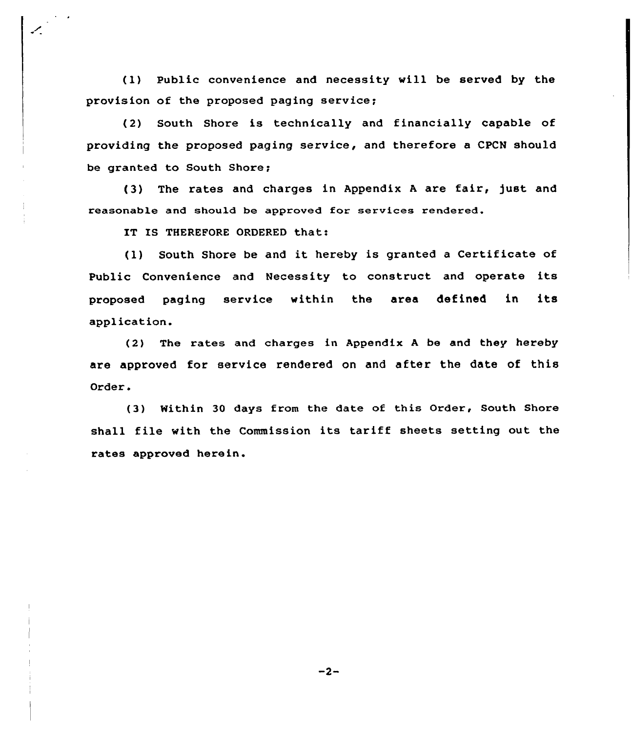(1) Public convenience and necessity will be served by the provision of the proposed paging service;

(2) South Shore is technically and financially capable of providing the proposed paging service, and therefore a CPCN should be granted to South Shore;

(3) The rates and charges in Appendix A are fair, just and reasonable and should be approved for services rendered.

IT IS THEREFORE ORDERED that:

(1) South Shore be and it hereby is granted a Certificate of Public Convenience and Necessity to construct and operate its proposed paging service within the area defined in its application.

(2) The rates and charges in Appendix A be and they hereby are approved for service rendered on and after the date of this Order.

(3) Within 30 days from the date of this Order, South Shore shall file with the Commission its tariff sheets setting out the rates approved herein.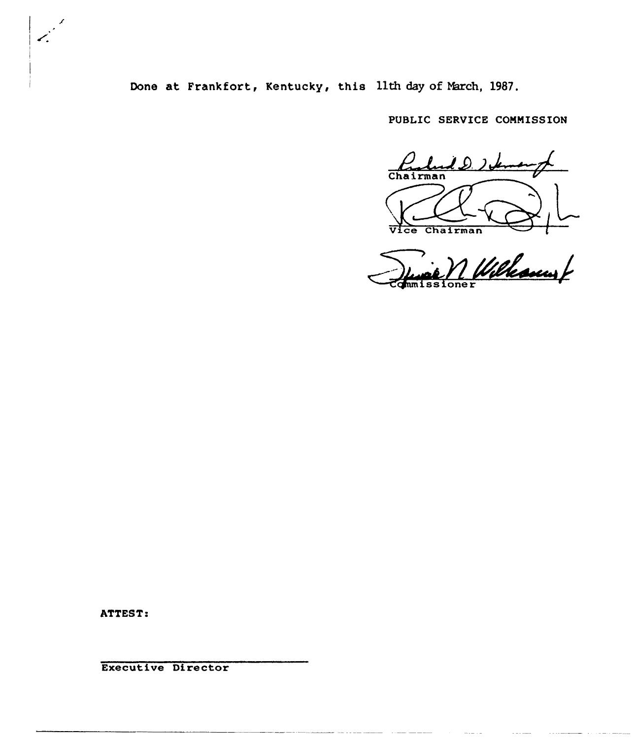Done at Frankfort, Kentucky, this 11th day of March, 1987.

PUBLIC SERVICE COMMISSION

Chairman

Vice Chairman

Commissioner

ATTEST:

Executive Director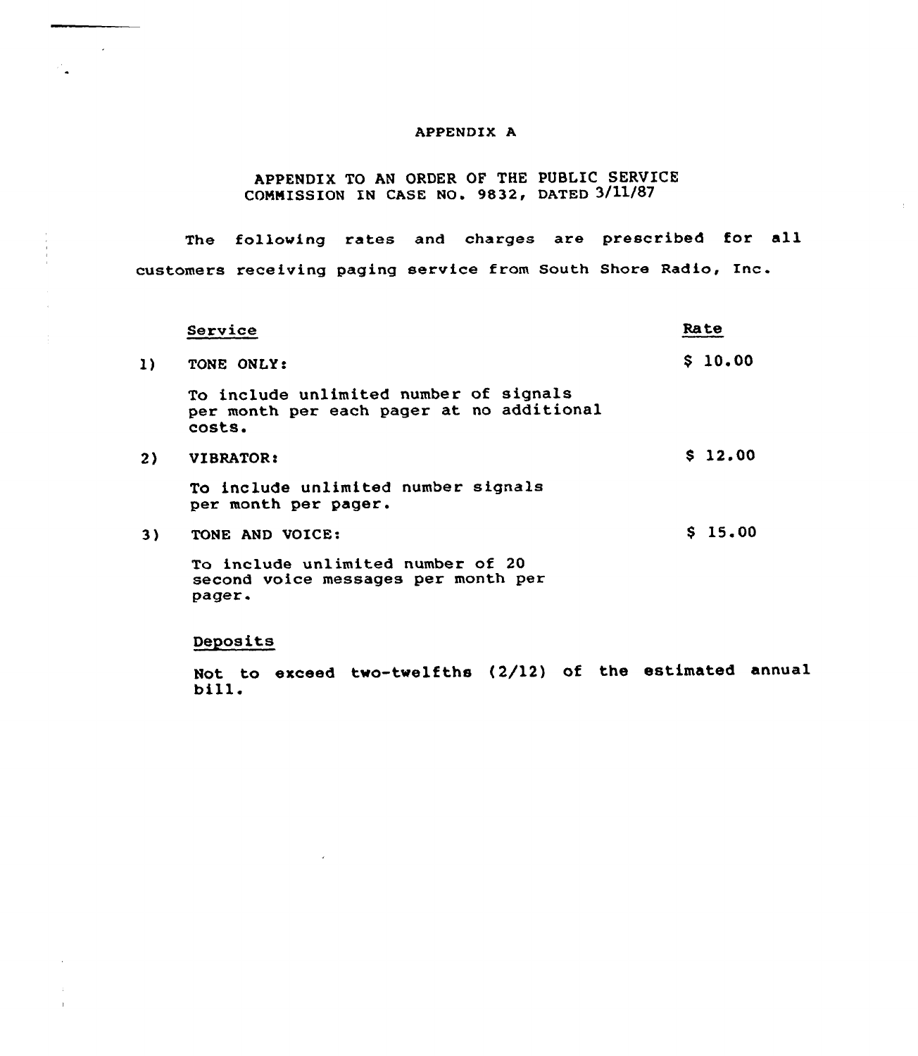APPENDIX A

APPENDIX TO AN ORDER OF THE PUBLIC SERVICE COMMISSION IN CASE NO. 9832, DATED 3/11/87

The following rates and charges are prescribed for all customers receiving paging service from South Shore Radio, Inc.

| | Service | Rate |
|---|---|---|
| 1) | TONE ONLY:<br>To include unlimited number of signals per month per each pager at no additional costs. | $ 10.00 |
| 2) | VIBRATOR:<br>To include unlimited number signals per month per pager. | $ 12.00 |
| 3) | TONE AND VOICE:<br>To include unlimited number of 20 second voice messages per month per pager. | $ 15.00 |

Deposits

Not to exceed two-twelfths (2/12) of the estimated annual bill.